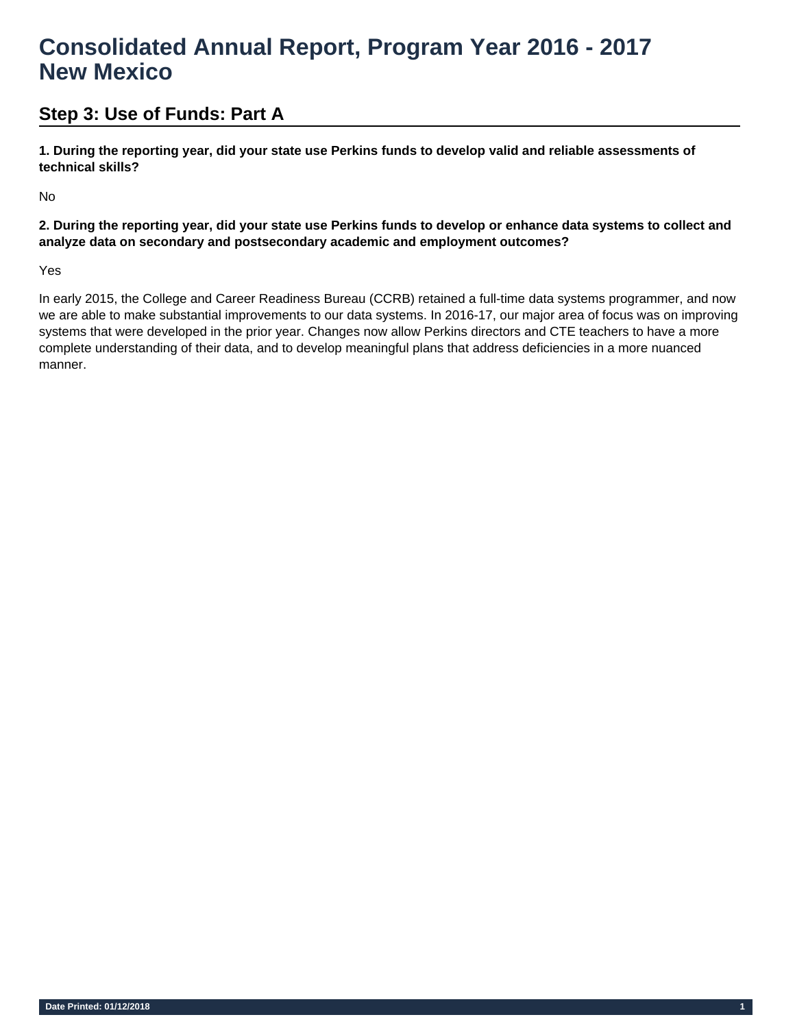# Consolidated Annual Report, Program Year 2016 - 2017
# New Mexico

## Step 3: Use of Funds: Part A

**1. During the reporting year, did your state use Perkins funds to develop valid and reliable assessments of technical skills?**

No

**2. During the reporting year, did your state use Perkins funds to develop or enhance data systems to collect and analyze data on secondary and postsecondary academic and employment outcomes?**

Yes

In early 2015, the College and Career Readiness Bureau (CCRB) retained a full-time data systems programmer, and now we are able to make substantial improvements to our data systems. In 2016-17, our major area of focus was on improving systems that were developed in the prior year. Changes now allow Perkins directors and CTE teachers to have a more complete understanding of their data, and to develop meaningful plans that address deficiencies in a more nuanced manner.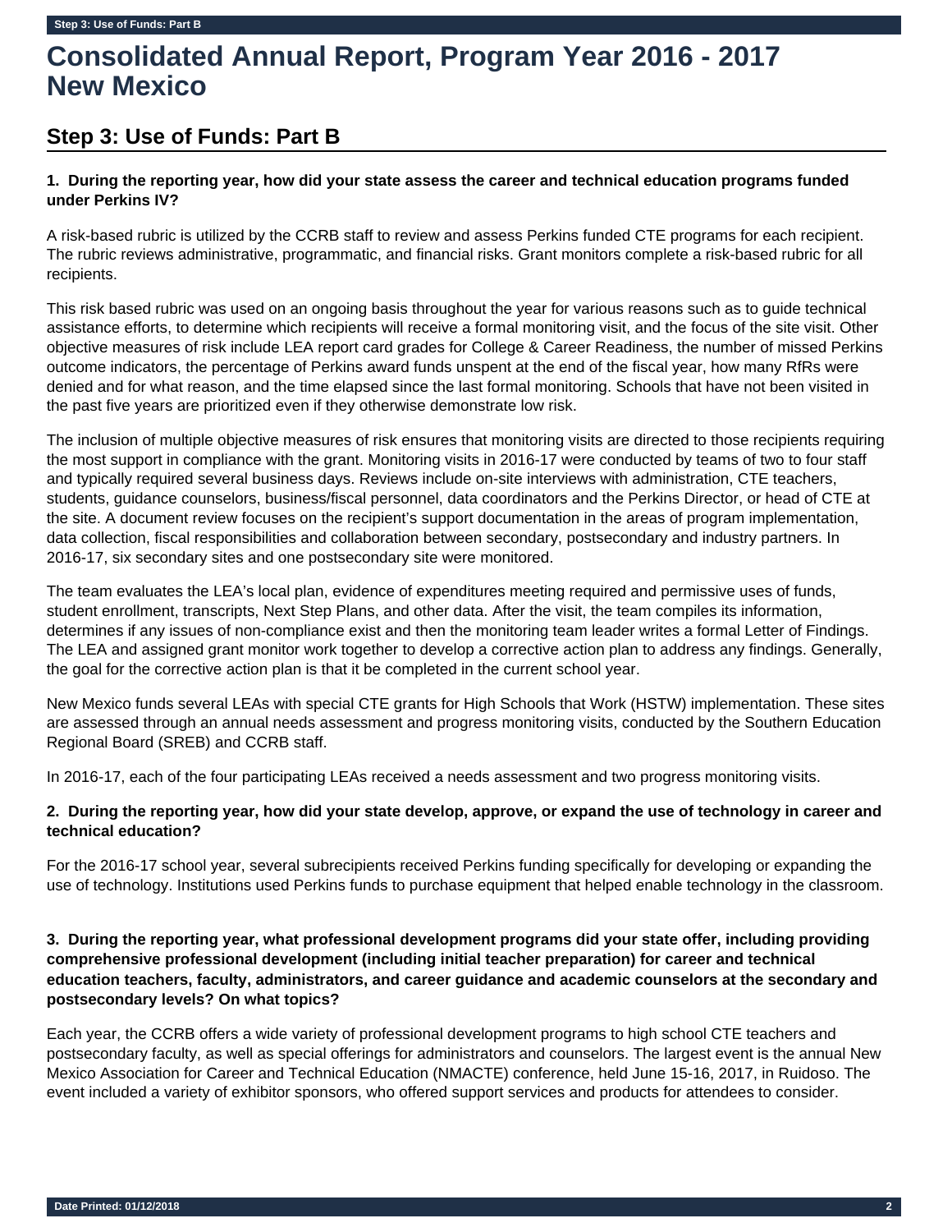# Consolidated Annual Report, Program Year 2016 - 2017 New Mexico

## Step 3: Use of Funds: Part B

**1. During the reporting year, how did your state assess the career and technical education programs funded under Perkins IV?**

A risk-based rubric is utilized by the CCRB staff to review and assess Perkins funded CTE programs for each recipient. The rubric reviews administrative, programmatic, and financial risks. Grant monitors complete a risk-based rubric for all recipients.

This risk based rubric was used on an ongoing basis throughout the year for various reasons such as to guide technical assistance efforts, to determine which recipients will receive a formal monitoring visit, and the focus of the site visit. Other objective measures of risk include LEA report card grades for College & Career Readiness, the number of missed Perkins outcome indicators, the percentage of Perkins award funds unspent at the end of the fiscal year, how many RfRs were denied and for what reason, and the time elapsed since the last formal monitoring. Schools that have not been visited in the past five years are prioritized even if they otherwise demonstrate low risk.

The inclusion of multiple objective measures of risk ensures that monitoring visits are directed to those recipients requiring the most support in compliance with the grant. Monitoring visits in 2016-17 were conducted by teams of two to four staff and typically required several business days. Reviews include on-site interviews with administration, CTE teachers, students, guidance counselors, business/fiscal personnel, data coordinators and the Perkins Director, or head of CTE at the site. A document review focuses on the recipient's support documentation in the areas of program implementation, data collection, fiscal responsibilities and collaboration between secondary, postsecondary and industry partners. In 2016-17, six secondary sites and one postsecondary site were monitored.

The team evaluates the LEA's local plan, evidence of expenditures meeting required and permissive uses of funds, student enrollment, transcripts, Next Step Plans, and other data. After the visit, the team compiles its information, determines if any issues of non-compliance exist and then the monitoring team leader writes a formal Letter of Findings. The LEA and assigned grant monitor work together to develop a corrective action plan to address any findings. Generally, the goal for the corrective action plan is that it be completed in the current school year.

New Mexico funds several LEAs with special CTE grants for High Schools that Work (HSTW) implementation. These sites are assessed through an annual needs assessment and progress monitoring visits, conducted by the Southern Education Regional Board (SREB) and CCRB staff.

In 2016-17, each of the four participating LEAs received a needs assessment and two progress monitoring visits.

**2. During the reporting year, how did your state develop, approve, or expand the use of technology in career and technical education?**

For the 2016-17 school year, several subrecipients received Perkins funding specifically for developing or expanding the use of technology. Institutions used Perkins funds to purchase equipment that helped enable technology in the classroom.

**3. During the reporting year, what professional development programs did your state offer, including providing comprehensive professional development (including initial teacher preparation) for career and technical education teachers, faculty, administrators, and career guidance and academic counselors at the secondary and postsecondary levels? On what topics?**

Each year, the CCRB offers a wide variety of professional development programs to high school CTE teachers and postsecondary faculty, as well as special offerings for administrators and counselors. The largest event is the annual New Mexico Association for Career and Technical Education (NMACTE) conference, held June 15-16, 2017, in Ruidoso. The event included a variety of exhibitor sponsors, who offered support services and products for attendees to consider.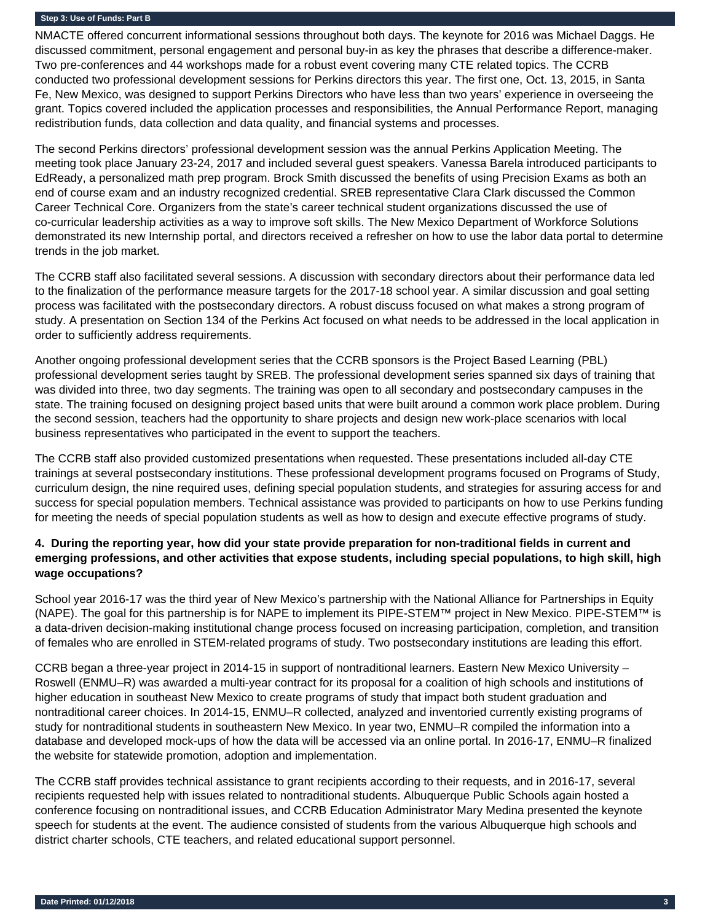NMACTE offered concurrent informational sessions throughout both days. The keynote for 2016 was Michael Daggs. He discussed commitment, personal engagement and personal buy-in as key the phrases that describe a difference-maker. Two pre-conferences and 44 workshops made for a robust event covering many CTE related topics. The CCRB conducted two professional development sessions for Perkins directors this year. The first one, Oct. 13, 2015, in Santa Fe, New Mexico, was designed to support Perkins Directors who have less than two years' experience in overseeing the grant. Topics covered included the application processes and responsibilities, the Annual Performance Report, managing redistribution funds, data collection and data quality, and financial systems and processes.

The second Perkins directors' professional development session was the annual Perkins Application Meeting. The meeting took place January 23-24, 2017 and included several guest speakers. Vanessa Barela introduced participants to EdReady, a personalized math prep program. Brock Smith discussed the benefits of using Precision Exams as both an end of course exam and an industry recognized credential. SREB representative Clara Clark discussed the Common Career Technical Core. Organizers from the state's career technical student organizations discussed the use of co-curricular leadership activities as a way to improve soft skills. The New Mexico Department of Workforce Solutions demonstrated its new Internship portal, and directors received a refresher on how to use the labor data portal to determine trends in the job market.

The CCRB staff also facilitated several sessions. A discussion with secondary directors about their performance data led to the finalization of the performance measure targets for the 2017-18 school year. A similar discussion and goal setting process was facilitated with the postsecondary directors. A robust discuss focused on what makes a strong program of study. A presentation on Section 134 of the Perkins Act focused on what needs to be addressed in the local application in order to sufficiently address requirements.

Another ongoing professional development series that the CCRB sponsors is the Project Based Learning (PBL) professional development series taught by SREB. The professional development series spanned six days of training that was divided into three, two day segments. The training was open to all secondary and postsecondary campuses in the state. The training focused on designing project based units that were built around a common work place problem. During the second session, teachers had the opportunity to share projects and design new work-place scenarios with local business representatives who participated in the event to support the teachers.

The CCRB staff also provided customized presentations when requested. These presentations included all-day CTE trainings at several postsecondary institutions. These professional development programs focused on Programs of Study, curriculum design, the nine required uses, defining special population students, and strategies for assuring access for and success for special population members. Technical assistance was provided to participants on how to use Perkins funding for meeting the needs of special population students as well as how to design and execute effective programs of study.

**4. During the reporting year, how did your state provide preparation for non-traditional fields in current and emerging professions, and other activities that expose students, including special populations, to high skill, high wage occupations?**

School year 2016-17 was the third year of New Mexico's partnership with the National Alliance for Partnerships in Equity (NAPE). The goal for this partnership is for NAPE to implement its PIPE-STEM™ project in New Mexico. PIPE-STEM™ is a data-driven decision-making institutional change process focused on increasing participation, completion, and transition of females who are enrolled in STEM-related programs of study. Two postsecondary institutions are leading this effort.

CCRB began a three-year project in 2014-15 in support of nontraditional learners. Eastern New Mexico University – Roswell (ENMU–R) was awarded a multi-year contract for its proposal for a coalition of high schools and institutions of higher education in southeast New Mexico to create programs of study that impact both student graduation and nontraditional career choices. In 2014-15, ENMU–R collected, analyzed and inventoried currently existing programs of study for nontraditional students in southeastern New Mexico. In year two, ENMU–R compiled the information into a database and developed mock-ups of how the data will be accessed via an online portal. In 2016-17, ENMU–R finalized the website for statewide promotion, adoption and implementation.

The CCRB staff provides technical assistance to grant recipients according to their requests, and in 2016-17, several recipients requested help with issues related to nontraditional students. Albuquerque Public Schools again hosted a conference focusing on nontraditional issues, and CCRB Education Administrator Mary Medina presented the keynote speech for students at the event. The audience consisted of students from the various Albuquerque high schools and district charter schools, CTE teachers, and related educational support personnel.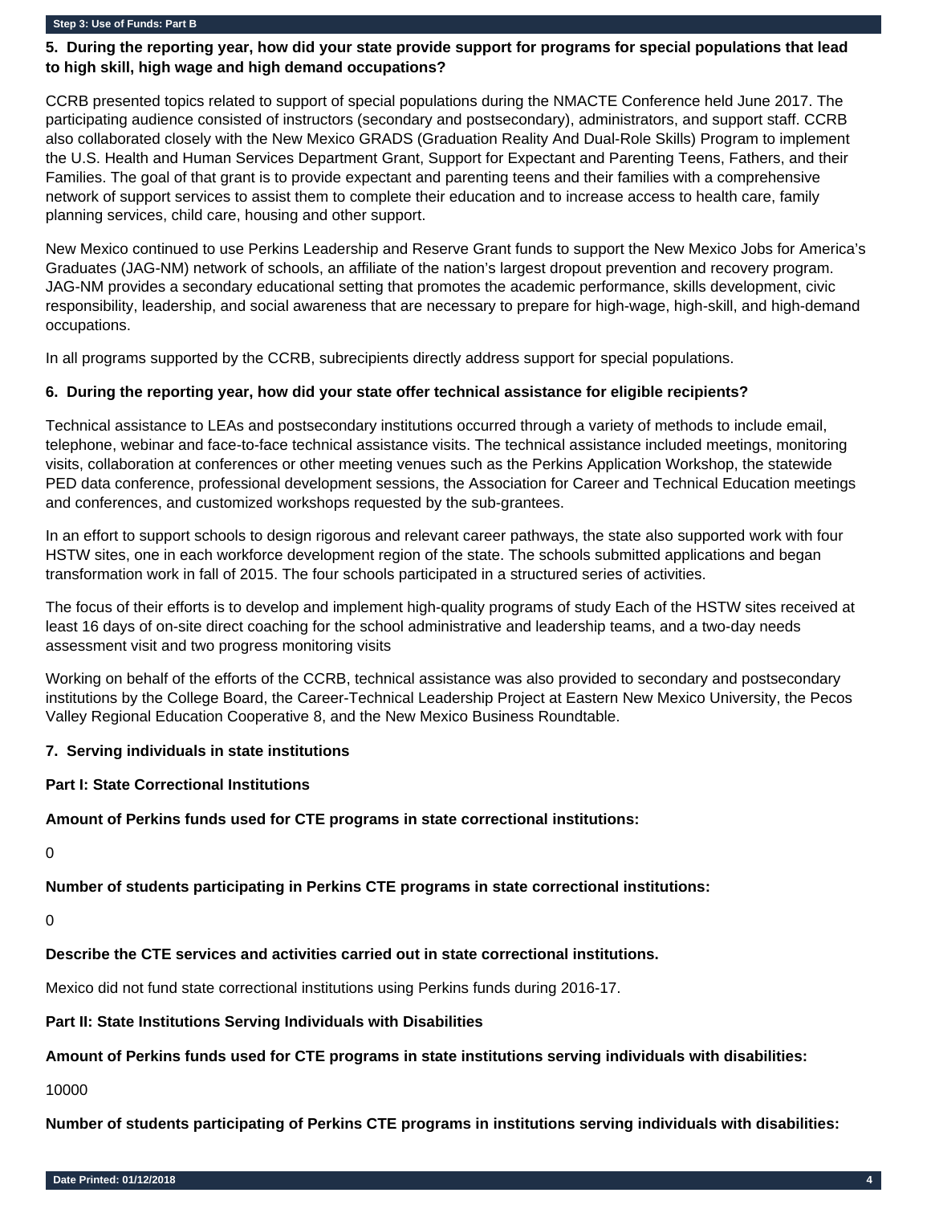**Step 3: Use of Funds: Part B**

**5. During the reporting year, how did your state provide support for programs for special populations that lead to high skill, high wage and high demand occupations?**

CCRB presented topics related to support of special populations during the NMACTE Conference held June 2017. The participating audience consisted of instructors (secondary and postsecondary), administrators, and support staff. CCRB also collaborated closely with the New Mexico GRADS (Graduation Reality And Dual-Role Skills) Program to implement the U.S. Health and Human Services Department Grant, Support for Expectant and Parenting Teens, Fathers, and their Families. The goal of that grant is to provide expectant and parenting teens and their families with a comprehensive network of support services to assist them to complete their education and to increase access to health care, family planning services, child care, housing and other support.

New Mexico continued to use Perkins Leadership and Reserve Grant funds to support the New Mexico Jobs for America's Graduates (JAG-NM) network of schools, an affiliate of the nation's largest dropout prevention and recovery program. JAG-NM provides a secondary educational setting that promotes the academic performance, skills development, civic responsibility, leadership, and social awareness that are necessary to prepare for high-wage, high-skill, and high-demand occupations.

In all programs supported by the CCRB, subrecipients directly address support for special populations.

**6. During the reporting year, how did your state offer technical assistance for eligible recipients?**

Technical assistance to LEAs and postsecondary institutions occurred through a variety of methods to include email, telephone, webinar and face-to-face technical assistance visits. The technical assistance included meetings, monitoring visits, collaboration at conferences or other meeting venues such as the Perkins Application Workshop, the statewide PED data conference, professional development sessions, the Association for Career and Technical Education meetings and conferences, and customized workshops requested by the sub-grantees.

In an effort to support schools to design rigorous and relevant career pathways, the state also supported work with four HSTW sites, one in each workforce development region of the state. The schools submitted applications and began transformation work in fall of 2015. The four schools participated in a structured series of activities.

The focus of their efforts is to develop and implement high-quality programs of study Each of the HSTW sites received at least 16 days of on-site direct coaching for the school administrative and leadership teams, and a two-day needs assessment visit and two progress monitoring visits

Working on behalf of the efforts of the CCRB, technical assistance was also provided to secondary and postsecondary institutions by the College Board, the Career-Technical Leadership Project at Eastern New Mexico University, the Pecos Valley Regional Education Cooperative 8, and the New Mexico Business Roundtable.

**7. Serving individuals in state institutions**

**Part I: State Correctional Institutions**

**Amount of Perkins funds used for CTE programs in state correctional institutions:**

0

**Number of students participating in Perkins CTE programs in state correctional institutions:**

0

**Describe the CTE services and activities carried out in state correctional institutions.**

Mexico did not fund state correctional institutions using Perkins funds during 2016-17.

**Part II: State Institutions Serving Individuals with Disabilities**

**Amount of Perkins funds used for CTE programs in state institutions serving individuals with disabilities:**

10000

**Number of students participating of Perkins CTE programs in institutions serving individuals with disabilities:**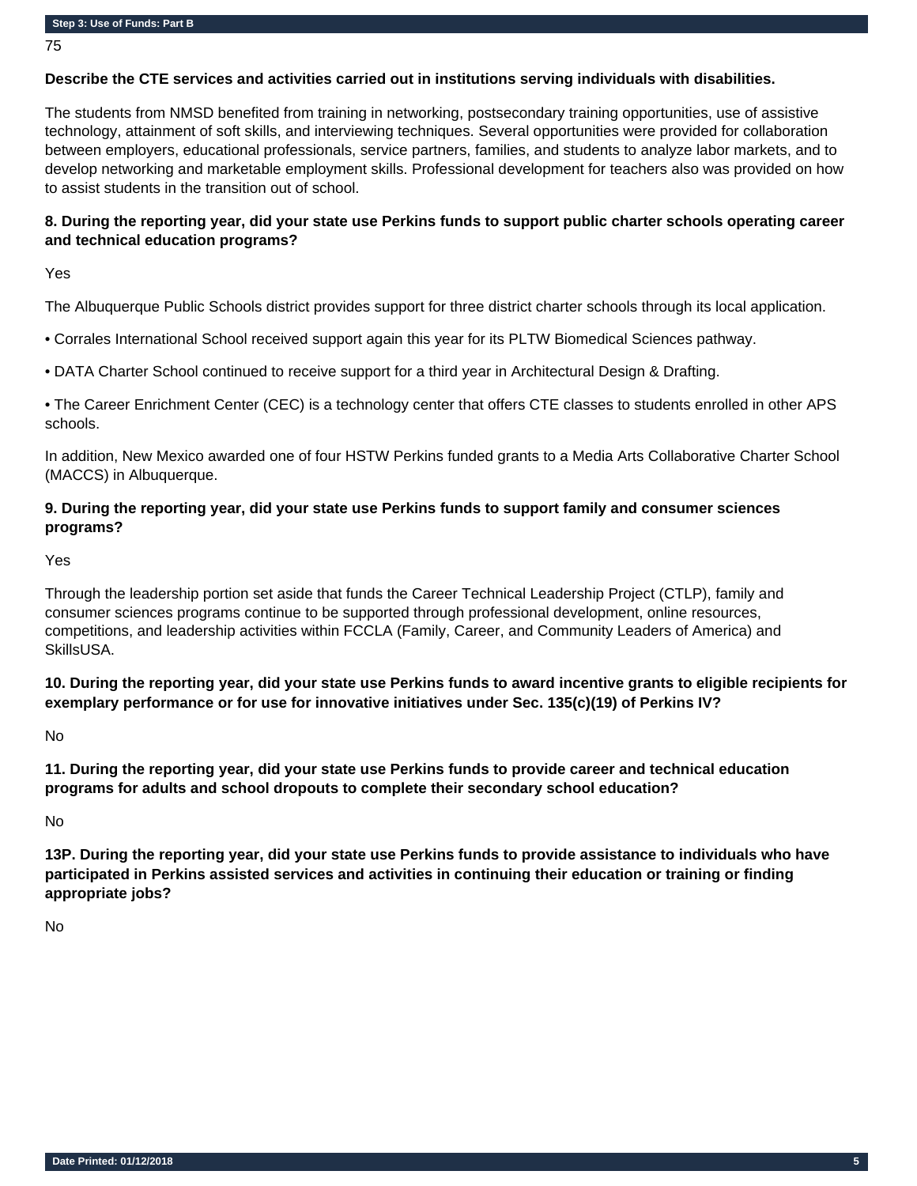75

**Describe the CTE services and activities carried out in institutions serving individuals with disabilities.**

The students from NMSD benefited from training in networking, postsecondary training opportunities, use of assistive technology, attainment of soft skills, and interviewing techniques. Several opportunities were provided for collaboration between employers, educational professionals, service partners, families, and students to analyze labor markets, and to develop networking and marketable employment skills. Professional development for teachers also was provided on how to assist students in the transition out of school.

**8. During the reporting year, did your state use Perkins funds to support public charter schools operating career and technical education programs?**

Yes

The Albuquerque Public Schools district provides support for three district charter schools through its local application.

- Corrales International School received support again this year for its PLTW Biomedical Sciences pathway.
- DATA Charter School continued to receive support for a third year in Architectural Design & Drafting.
- The Career Enrichment Center (CEC) is a technology center that offers CTE classes to students enrolled in other APS schools.

In addition, New Mexico awarded one of four HSTW Perkins funded grants to a Media Arts Collaborative Charter School (MACCS) in Albuquerque.

**9. During the reporting year, did your state use Perkins funds to support family and consumer sciences programs?**

Yes

Through the leadership portion set aside that funds the Career Technical Leadership Project (CTLP), family and consumer sciences programs continue to be supported through professional development, online resources, competitions, and leadership activities within FCCLA (Family, Career, and Community Leaders of America) and SkillsUSA.

**10. During the reporting year, did your state use Perkins funds to award incentive grants to eligible recipients for exemplary performance or for use for innovative initiatives under Sec. 135(c)(19) of Perkins IV?**

No

**11. During the reporting year, did your state use Perkins funds to provide career and technical education programs for adults and school dropouts to complete their secondary school education?**

No

**13P. During the reporting year, did your state use Perkins funds to provide assistance to individuals who have participated in Perkins assisted services and activities in continuing their education or training or finding appropriate jobs?**

No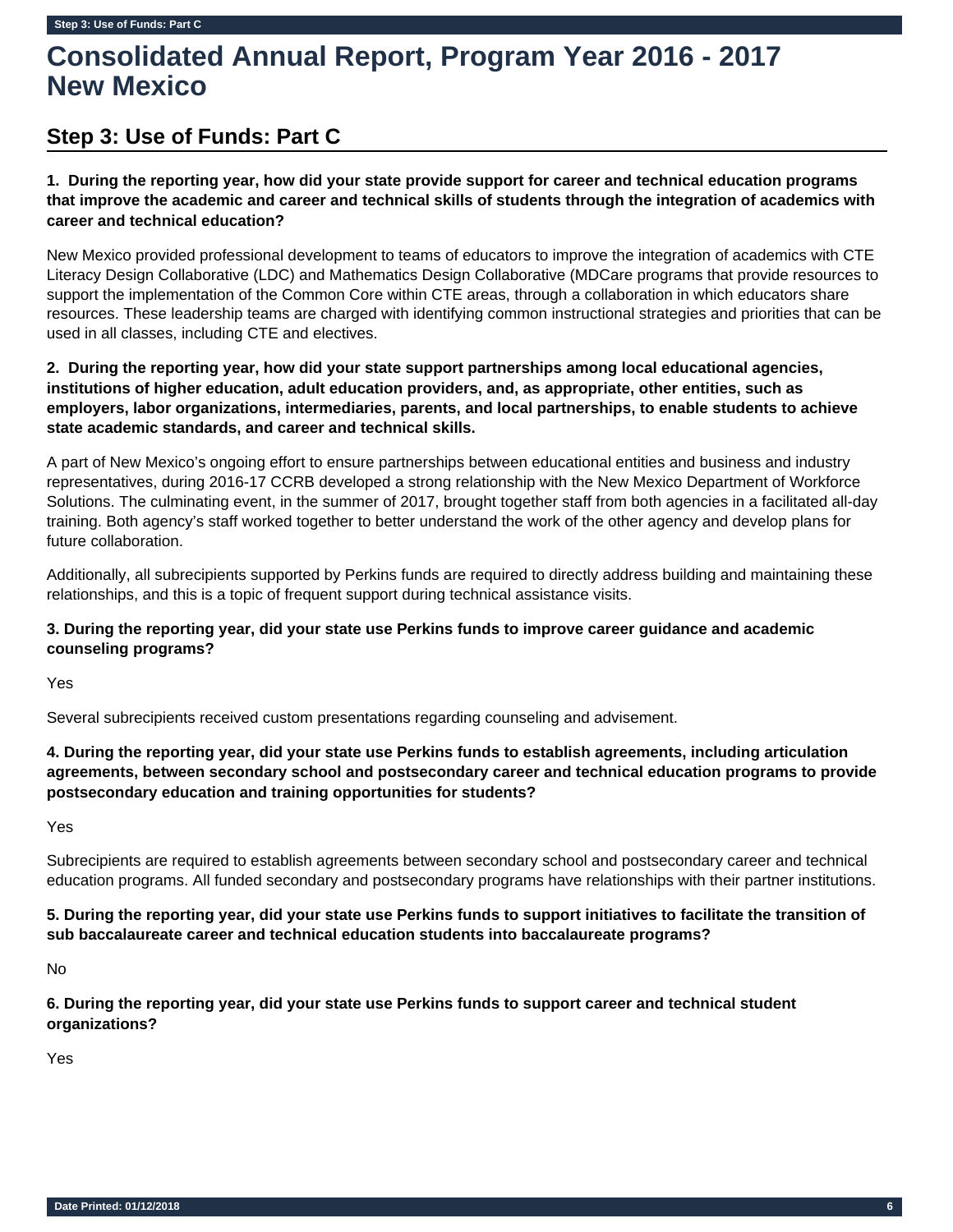# Consolidated Annual Report, Program Year 2016 - 2017
# New Mexico

## Step 3: Use of Funds: Part C

**1. During the reporting year, how did your state provide support for career and technical education programs that improve the academic and career and technical skills of students through the integration of academics with career and technical education?**

New Mexico provided professional development to teams of educators to improve the integration of academics with CTE Literacy Design Collaborative (LDC) and Mathematics Design Collaborative (MDCare programs that provide resources to support the implementation of the Common Core within CTE areas, through a collaboration in which educators share resources. These leadership teams are charged with identifying common instructional strategies and priorities that can be used in all classes, including CTE and electives.

**2. During the reporting year, how did your state support partnerships among local educational agencies, institutions of higher education, adult education providers, and, as appropriate, other entities, such as employers, labor organizations, intermediaries, parents, and local partnerships, to enable students to achieve state academic standards, and career and technical skills.**

A part of New Mexico's ongoing effort to ensure partnerships between educational entities and business and industry representatives, during 2016-17 CCRB developed a strong relationship with the New Mexico Department of Workforce Solutions. The culminating event, in the summer of 2017, brought together staff from both agencies in a facilitated all-day training. Both agency's staff worked together to better understand the work of the other agency and develop plans for future collaboration.

Additionally, all subrecipients supported by Perkins funds are required to directly address building and maintaining these relationships, and this is a topic of frequent support during technical assistance visits.

**3. During the reporting year, did your state use Perkins funds to improve career guidance and academic counseling programs?**

Yes

Several subrecipients received custom presentations regarding counseling and advisement.

**4. During the reporting year, did your state use Perkins funds to establish agreements, including articulation agreements, between secondary school and postsecondary career and technical education programs to provide postsecondary education and training opportunities for students?**

Yes

Subrecipients are required to establish agreements between secondary school and postsecondary career and technical education programs. All funded secondary and postsecondary programs have relationships with their partner institutions.

**5. During the reporting year, did your state use Perkins funds to support initiatives to facilitate the transition of sub baccalaureate career and technical education students into baccalaureate programs?**

No

**6. During the reporting year, did your state use Perkins funds to support career and technical student organizations?**

Yes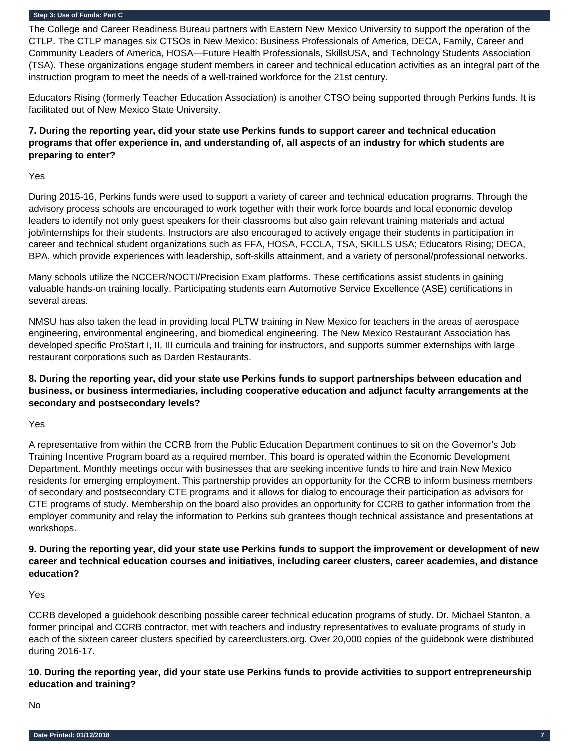## Step 3: Use of Funds: Part C

The College and Career Readiness Bureau partners with Eastern New Mexico University to support the operation of the CTLP. The CTLP manages six CTSOs in New Mexico: Business Professionals of America, DECA, Family, Career and Community Leaders of America, HOSA—Future Health Professionals, SkillsUSA, and Technology Students Association (TSA). These organizations engage student members in career and technical education activities as an integral part of the instruction program to meet the needs of a well-trained workforce for the 21st century.

Educators Rising (formerly Teacher Education Association) is another CTSO being supported through Perkins funds. It is facilitated out of New Mexico State University.

**7. During the reporting year, did your state use Perkins funds to support career and technical education programs that offer experience in, and understanding of, all aspects of an industry for which students are preparing to enter?**

Yes

During 2015-16, Perkins funds were used to support a variety of career and technical education programs. Through the advisory process schools are encouraged to work together with their work force boards and local economic develop leaders to identify not only guest speakers for their classrooms but also gain relevant training materials and actual job/internships for their students. Instructors are also encouraged to actively engage their students in participation in career and technical student organizations such as FFA, HOSA, FCCLA, TSA, SKILLS USA; Educators Rising; DECA, BPA, which provide experiences with leadership, soft-skills attainment, and a variety of personal/professional networks.

Many schools utilize the NCCER/NOCTI/Precision Exam platforms. These certifications assist students in gaining valuable hands-on training locally. Participating students earn Automotive Service Excellence (ASE) certifications in several areas.

NMSU has also taken the lead in providing local PLTW training in New Mexico for teachers in the areas of aerospace engineering, environmental engineering, and biomedical engineering. The New Mexico Restaurant Association has developed specific ProStart I, II, III curricula and training for instructors, and supports summer externships with large restaurant corporations such as Darden Restaurants.

**8. During the reporting year, did your state use Perkins funds to support partnerships between education and business, or business intermediaries, including cooperative education and adjunct faculty arrangements at the secondary and postsecondary levels?**

Yes

A representative from within the CCRB from the Public Education Department continues to sit on the Governor's Job Training Incentive Program board as a required member. This board is operated within the Economic Development Department. Monthly meetings occur with businesses that are seeking incentive funds to hire and train New Mexico residents for emerging employment. This partnership provides an opportunity for the CCRB to inform business members of secondary and postsecondary CTE programs and it allows for dialog to encourage their participation as advisors for CTE programs of study. Membership on the board also provides an opportunity for CCRB to gather information from the employer community and relay the information to Perkins sub grantees though technical assistance and presentations at workshops.

**9. During the reporting year, did your state use Perkins funds to support the improvement or development of new career and technical education courses and initiatives, including career clusters, career academies, and distance education?**

Yes

CCRB developed a guidebook describing possible career technical education programs of study. Dr. Michael Stanton, a former principal and CCRB contractor, met with teachers and industry representatives to evaluate programs of study in each of the sixteen career clusters specified by careerclusters.org. Over 20,000 copies of the guidebook were distributed during 2016-17.

**10. During the reporting year, did your state use Perkins funds to provide activities to support entrepreneurship education and training?**

No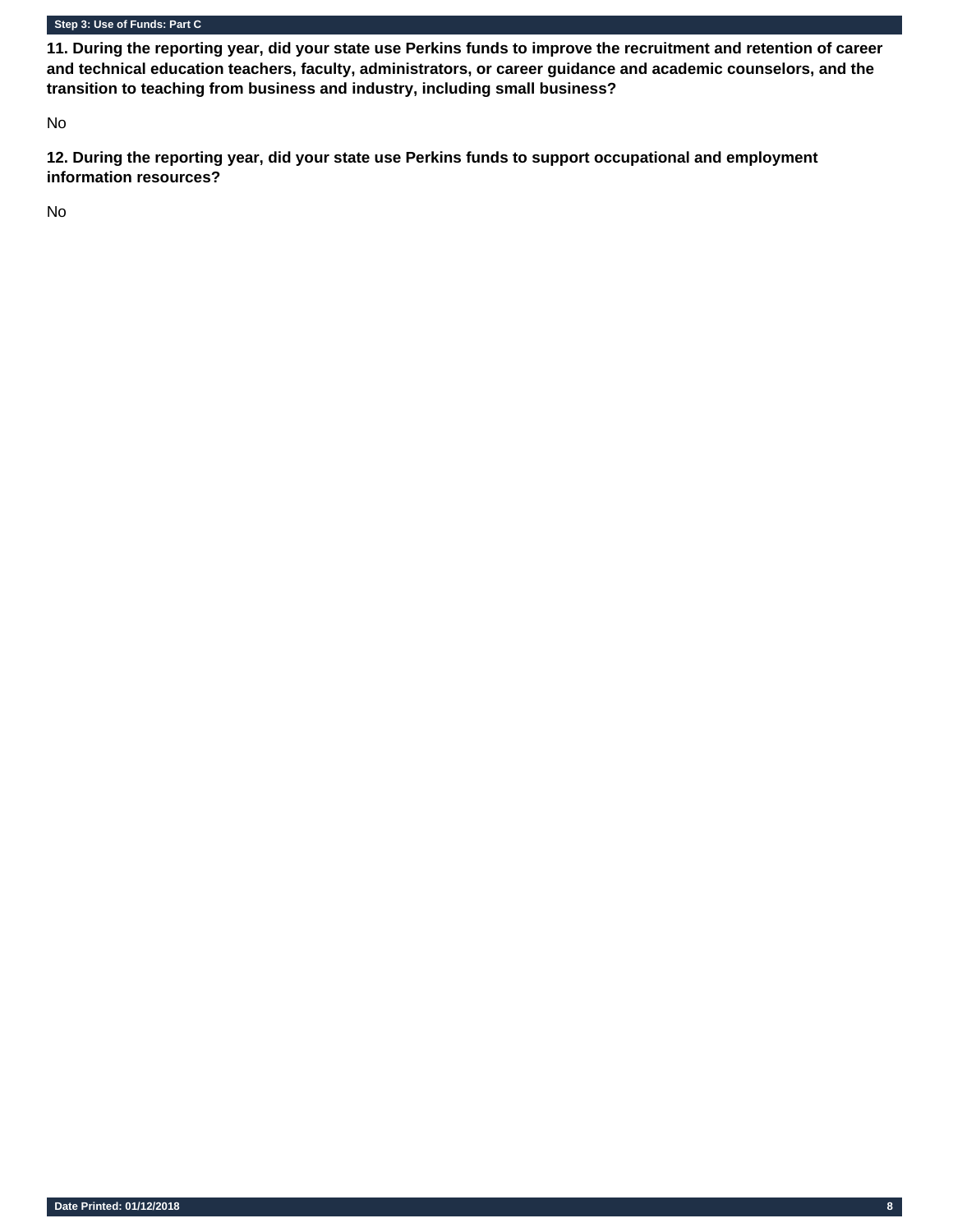## Step 3: Use of Funds: Part C

**11. During the reporting year, did your state use Perkins funds to improve the recruitment and retention of career and technical education teachers, faculty, administrators, or career guidance and academic counselors, and the transition to teaching from business and industry, including small business?**

No

**12. During the reporting year, did your state use Perkins funds to support occupational and employment information resources?**

No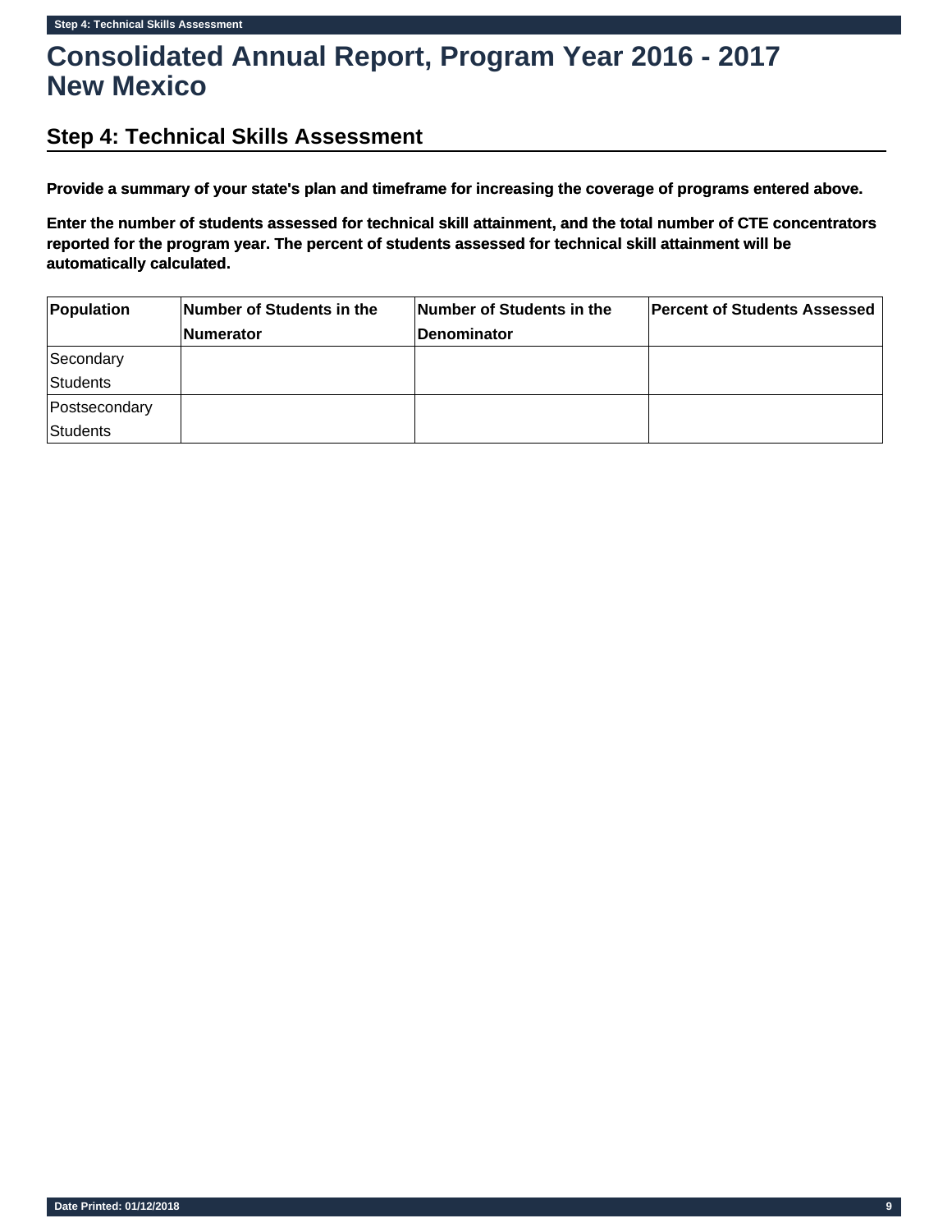# Consolidated Annual Report, Program Year 2016 - 2017
# New Mexico

## Step 4: Technical Skills Assessment

**Provide a summary of your state's plan and timeframe for increasing the coverage of programs entered above.**

**Enter the number of students assessed for technical skill attainment, and the total number of CTE concentrators reported for the program year. The percent of students assessed for technical skill attainment will be automatically calculated.**

| Population | Number of Students in the Numerator | Number of Students in the Denominator | Percent of Students Assessed |
| --- | --- | --- | --- |
| Secondary Students | | | |
| Postsecondary Students | | | |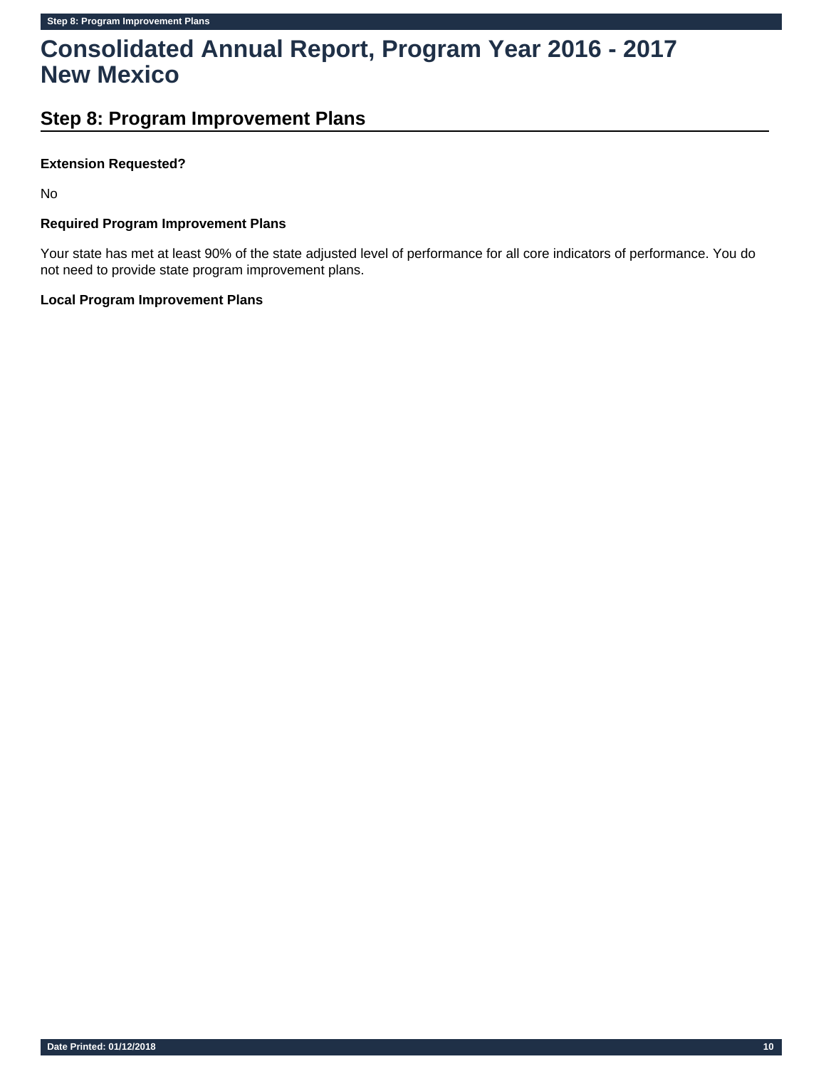# Consolidated Annual Report, Program Year 2016 - 2017
# New Mexico

## Step 8: Program Improvement Plans

**Extension Requested?**

No

**Required Program Improvement Plans**

Your state has met at least 90% of the state adjusted level of performance for all core indicators of performance. You do not need to provide state program improvement plans.

**Local Program Improvement Plans**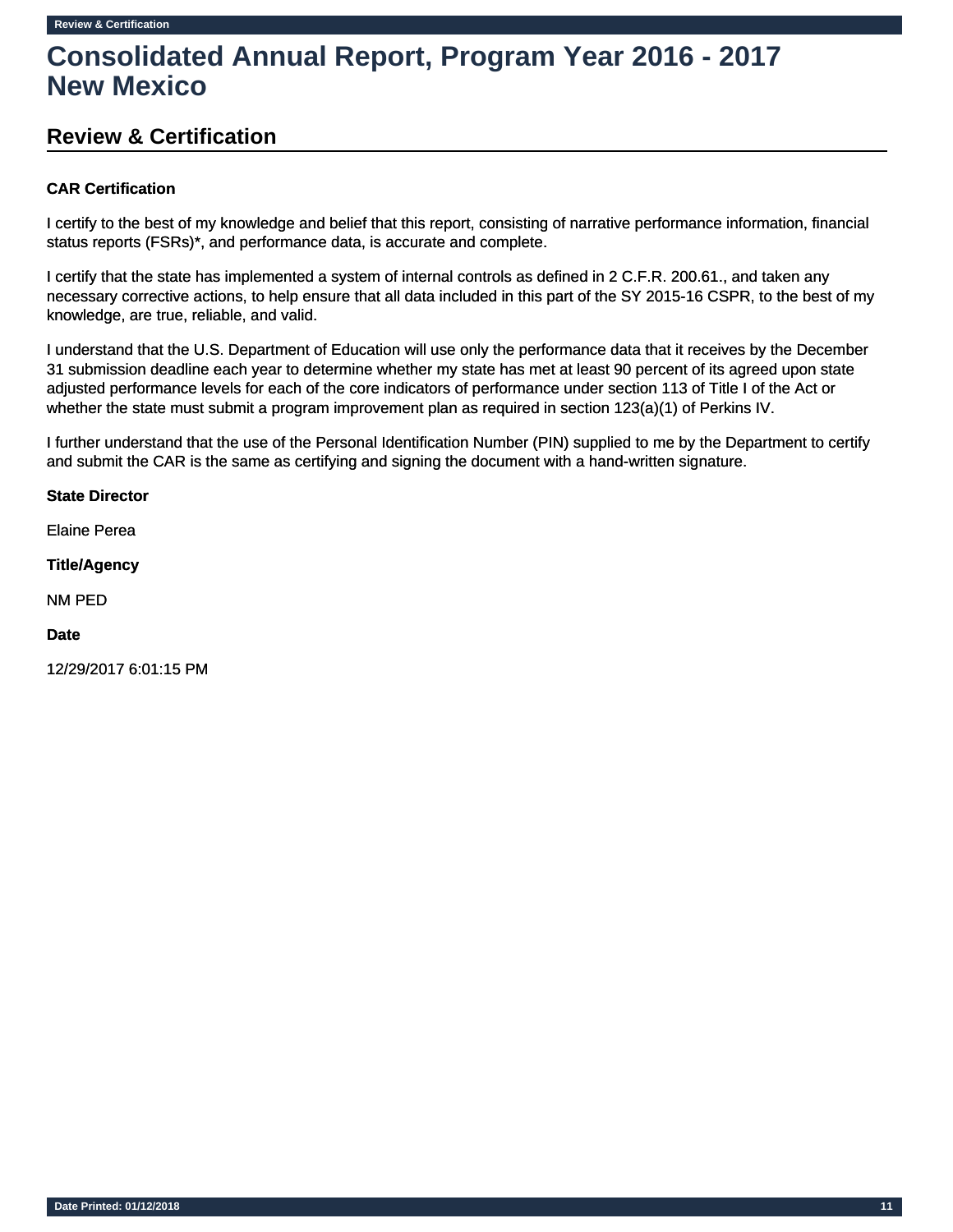# Consolidated Annual Report, Program Year 2016 - 2017 New Mexico

## Review & Certification

**CAR Certification**

I certify to the best of my knowledge and belief that this report, consisting of narrative performance information, financial status reports (FSRs)*, and performance data, is accurate and complete.

I certify that the state has implemented a system of internal controls as defined in 2 C.F.R. 200.61., and taken any necessary corrective actions, to help ensure that all data included in this part of the SY 2015-16 CSPR, to the best of my knowledge, are true, reliable, and valid.

I understand that the U.S. Department of Education will use only the performance data that it receives by the December 31 submission deadline each year to determine whether my state has met at least 90 percent of its agreed upon state adjusted performance levels for each of the core indicators of performance under section 113 of Title I of the Act or whether the state must submit a program improvement plan as required in section 123(a)(1) of Perkins IV.

I further understand that the use of the Personal Identification Number (PIN) supplied to me by the Department to certify and submit the CAR is the same as certifying and signing the document with a hand-written signature.

**State Director**

Elaine Perea

**Title/Agency**

NM PED

**Date**

12/29/2017 6:01:15 PM